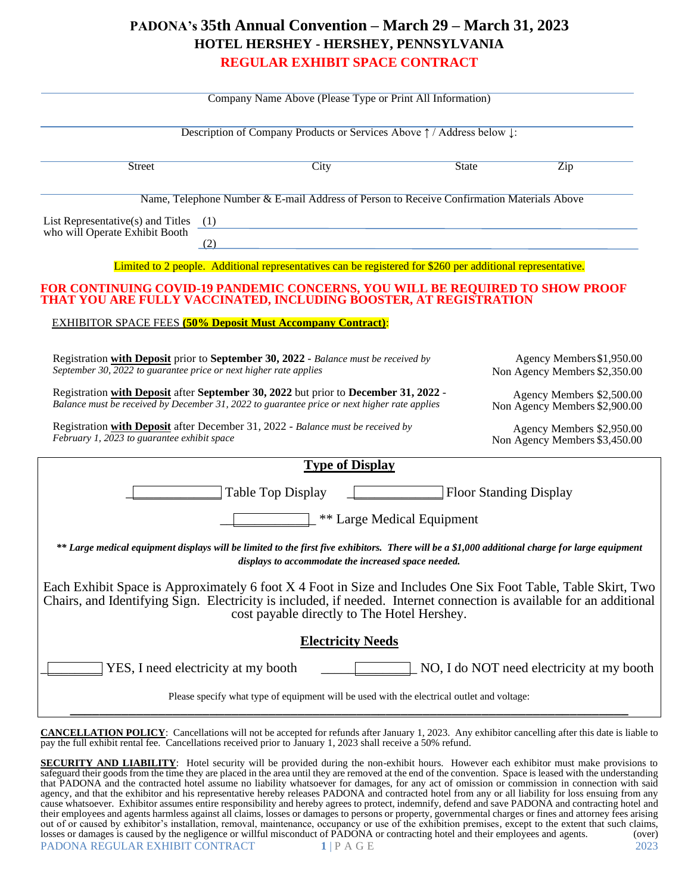# PADONA's 35th Annual Convention – March 29 – March 31, 2023

## HOTEL HERSHEY - HERSHEY, PENNSYLVANIA

## REGULAR EXHIBIT SPACE CONTRACT

_______________________________________________

Company Name Above (Please Type or Print All Information)

_______________________________________________

Description of Company Products or Services Above ↑ / Address below ↓:

_______________________________________________

Street City State Zip

_______________________________________________

Name, Telephone Number & E-mail Address of Person to Receive Confirmation Materials Above

List Representative(s) and Titles who will Operate Exhibit Booth (1) ______________________________

(2) ______________________________

Limited to 2 people. Additional representatives can be registered for $260 per additional representative.

**FOR CONTINUING COVID-19 PANDEMIC CONCERNS, YOU WILL BE REQUIRED TO SHOW PROOF THAT YOU ARE FULLY VACCINATED, INCLUDING BOOSTER, AT REGISTRATION**

EXHIBITOR SPACE FEES **(50% Deposit Must Accompany Contract)**:

| Registration | Fees |
|---|---|
| Registration **with Deposit** prior to **September 30, 2022** - *Balance must be received by September 30, 2022 to guarantee price or next higher rate applies* | Agency Members $1,950.00<br>Non Agency Members $2,350.00 |
| Registration **with Deposit** after **September 30, 2022** but prior to **December 31, 2022** - *Balance must be received by December 31, 2022 to guarantee price or next higher rate applies* | Agency Members $2,500.00<br>Non Agency Members $2,900.00 |
| Registration **with Deposit** after December 31, 2022 - *Balance must be received by February 1, 2023 to guarantee exhibit space* | Agency Members $2,950.00<br>Non Agency Members $3,450.00 |

### Type of Display

______ Table Top Display ______ Floor Standing Display

______ ** Large Medical Equipment

***\*\* Large medical equipment displays will be limited to the first five exhibitors. There will be a $1,000 additional charge for large equipment displays to accommodate the increased space needed.***

Each Exhibit Space is Approximately 6 foot X 4 Foot in Size and Includes One Six Foot Table, Table Skirt, Two Chairs, and Identifying Sign. Electricity is included, if needed. Internet connection is available for an additional cost payable directly to The Hotel Hershey.

### Electricity Needs

______ YES, I need electricity at my booth ______ NO, I do NOT need electricity at my booth

Please specify what type of equipment will be used with the electrical outlet and voltage:

_______________________________________________

**CANCELLATION POLICY**: Cancellations will not be accepted for refunds after January 1, 2023. Any exhibitor cancelling after this date is liable to pay the full exhibit rental fee. Cancellations received prior to January 1, 2023 shall receive a 50% refund.

**SECURITY AND LIABILITY**: Hotel security will be provided during the non-exhibit hours. However each exhibitor must make provisions to safeguard their goods from the time they are placed in the area until they are removed at the end of the convention. Space is leased with the understanding that PADONA and the contracted hotel assume no liability whatsoever for damages, for any act of omission or commission in connection with said agency, and that the exhibitor and his representative hereby releases PADONA and contracted hotel from any or all liability for loss ensuing from any cause whatsoever. Exhibitor assumes entire responsibility and hereby agrees to protect, indemnify, defend and save PADONA and contracting hotel and their employees and agents harmless against all claims, losses or damages to persons or property, governmental charges or fines and attorney fees arising out of or caused by exhibitor's installation, removal, maintenance, occupancy or use of the exhibition premises, except to the extent that such claims, losses or damages is caused by the negligence or willful misconduct of PADONA or contracting hotel and their employees and agents. (over)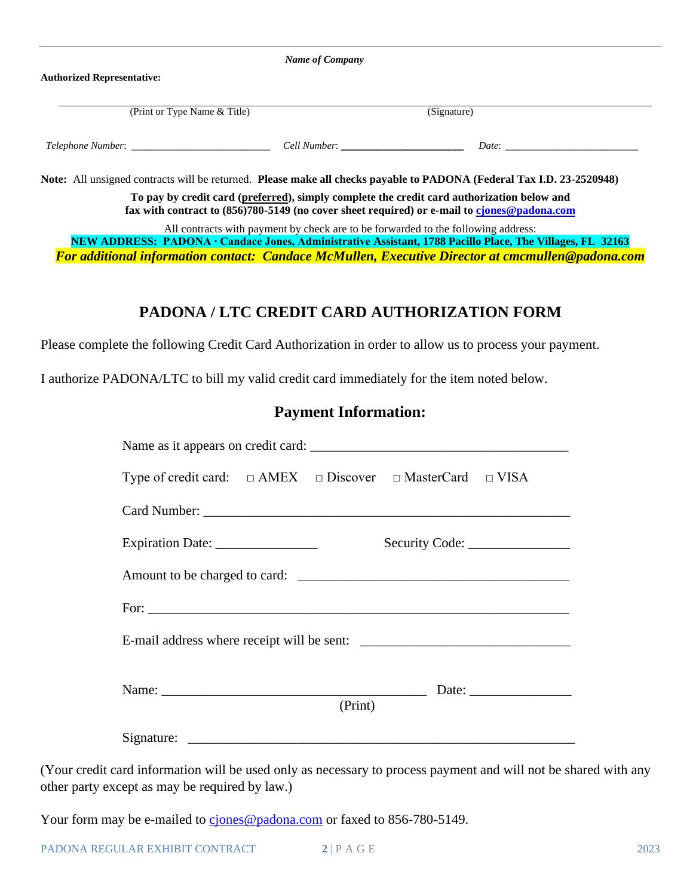*Name of Company*

**Authorized Representative:**

(Print or Type Name & Title) (Signature)

*Telephone Number*: __________________________ *Cell Number*: ________________________ *Date*: _________________________

**Note:** All unsigned contracts will be returned. **Please make all checks payable to PADONA (Federal Tax I.D. 23-2520948)**

**To pay by credit card (preferred), simply complete the credit card authorization below and fax with contract to (856)780-5149 (no cover sheet required) or e-mail to cjones@padona.com**

All contracts with payment by check are to be forwarded to the following address:
**NEW ADDRESS: PADONA · Candace Jones, Administrative Assistant, 1788 Pacillo Place, The Villages, FL 32163**
***For additional information contact: Candace McMullen, Executive Director at cmcmullen@padona.com***

## PADONA / LTC CREDIT CARD AUTHORIZATION FORM

Please complete the following Credit Card Authorization in order to allow us to process your payment.

I authorize PADONA/LTC to bill my valid credit card immediately for the item noted below.

### Payment Information:

Name as it appears on credit card: ______________________________________

Type of credit card: □ AMEX □ Discover □ MasterCard □ VISA

Card Number: _______________________________________________________

Expiration Date: _______________ Security Code: _______________

Amount to be charged to card: _____________________________________

For: ________________________________________________________________

E-mail address where receipt will be sent: _______________________________

Name: ________________________________________ Date: _______________
(Print)

Signature: ___________________________________________________________

(Your credit card information will be used only as necessary to process payment and will not be shared with any other party except as may be required by law.)

Your form may be e-mailed to cjones@padona.com or faxed to 856-780-5149.